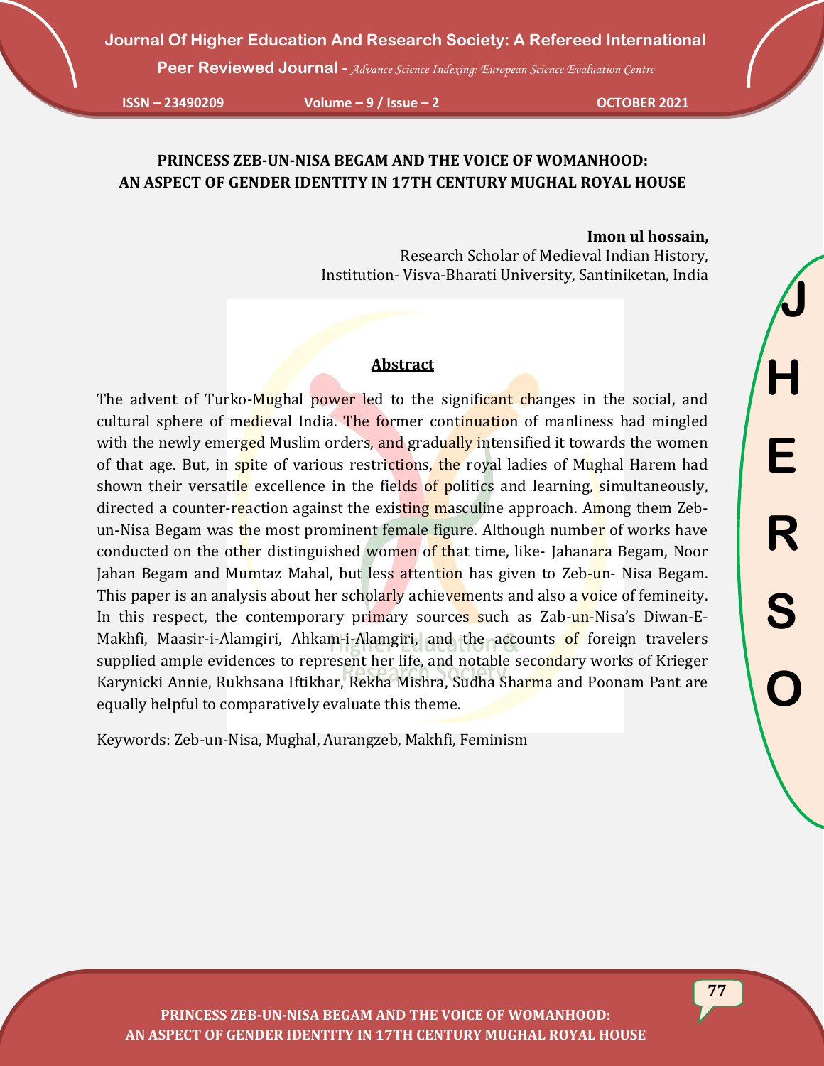# PRINCESS ZEB-UN-NISA BEGAM AND THE VOICE OF WOMANHOOD: AN ASPECT OF GENDER IDENTITY IN 17TH CENTURY MUGHAL ROYAL HOUSE

**Imon ul hossain,**
Research Scholar of Medieval Indian History,
Institution- Visva-Bharati University, Santiniketan, India

## Abstract

The advent of Turko-Mughal power led to the significant changes in the social, and cultural sphere of medieval India. The former continuation of manliness had mingled with the newly emerged Muslim orders, and gradually intensified it towards the women of that age. But, in spite of various restrictions, the royal ladies of Mughal Harem had shown their versatile excellence in the fields of politics and learning, simultaneously, directed a counter-reaction against the existing masculine approach. Among them Zeb-un-Nisa Begam was the most prominent female figure. Although number of works have conducted on the other distinguished women of that time, like- Jahanara Begam, Noor Jahan Begam and Mumtaz Mahal, but less attention has given to Zeb-un- Nisa Begam. This paper is an analysis about her scholarly achievements and also a voice of femineity. In this respect, the contemporary primary sources such as Zab-un-Nisa's Diwan-E-Makhfi, Maasir-i-Alamgiri, Ahkam-i-Alamgiri, and the accounts of foreign travelers supplied ample evidences to represent her life, and notable secondary works of Krieger Karynicki Annie, Rukhsana Iftikhar, Rekha Mishra, Sudha Sharma and Poonam Pant are equally helpful to comparatively evaluate this theme.

Keywords: Zeb-un-Nisa, Mughal, Aurangzeb, Makhfi, Feminism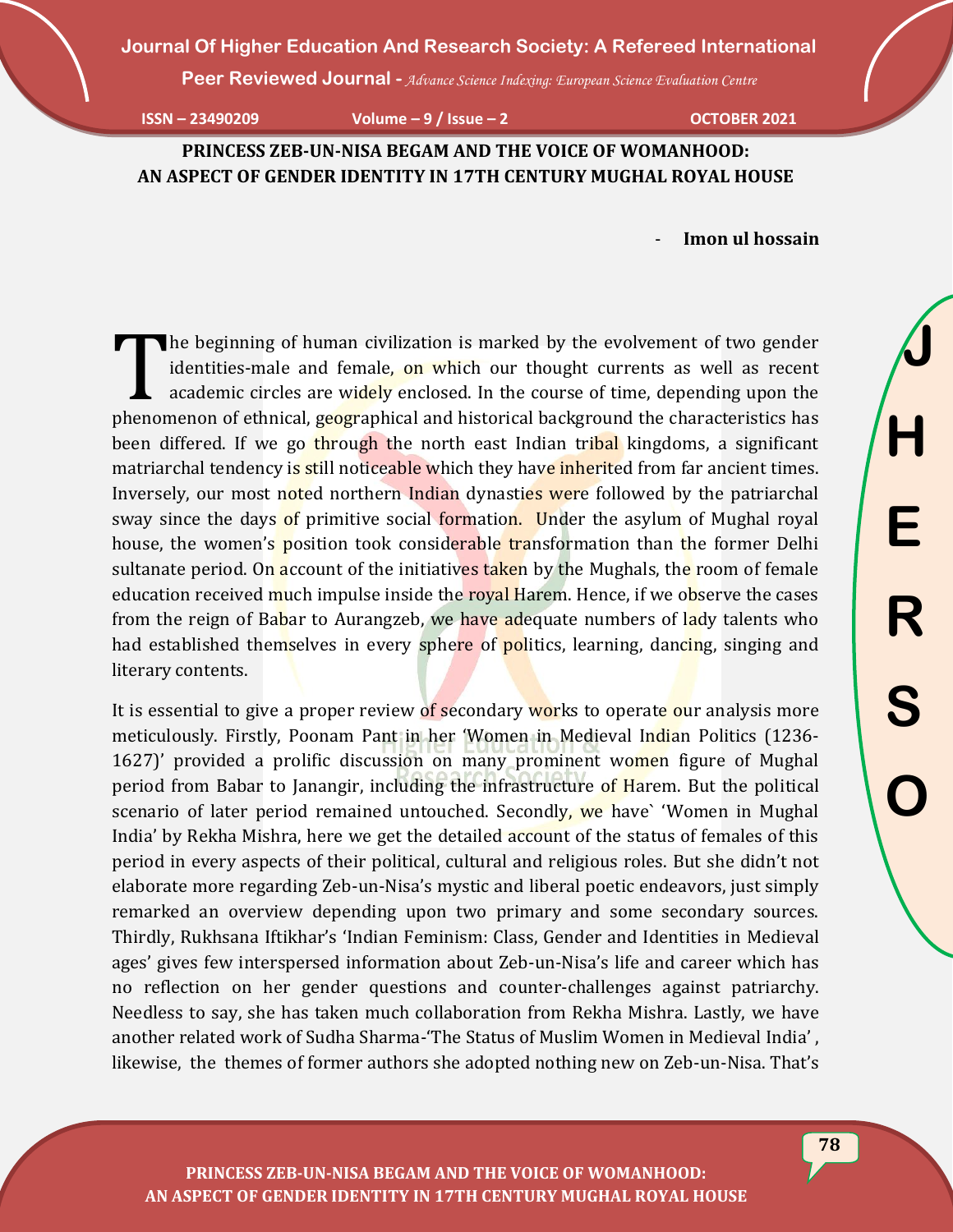# PRINCESS ZEB-UN-NISA BEGAM AND THE VOICE OF WOMANHOOD: AN ASPECT OF GENDER IDENTITY IN 17TH CENTURY MUGHAL ROYAL HOUSE

- **Imon ul hossain**

The beginning of human civilization is marked by the evolvement of two gender identities-male and female, on which our thought currents as well as recent academic circles are widely enclosed. In the course of time, depending upon the phenomenon of ethnical, geographical and historical background the characteristics has been differed. If we go through the north east Indian tribal kingdoms, a significant matriarchal tendency is still noticeable which they have inherited from far ancient times. Inversely, our most noted northern Indian dynasties were followed by the patriarchal sway since the days of primitive social formation. Under the asylum of Mughal royal house, the women's position took considerable transformation than the former Delhi sultanate period. On account of the initiatives taken by the Mughals, the room of female education received much impulse inside the royal Harem. Hence, if we observe the cases from the reign of Babar to Aurangzeb, we have adequate numbers of lady talents who had established themselves in every sphere of politics, learning, dancing, singing and literary contents.

It is essential to give a proper review of secondary works to operate our analysis more meticulously. Firstly, Poonam Pant in her 'Women in Medieval Indian Politics (1236-1627)' provided a prolific discussion on many prominent women figure of Mughal period from Babar to Janangir, including the infrastructure of Harem. But the political scenario of later period remained untouched. Secondly, we have` 'Women in Mughal India' by Rekha Mishra, here we get the detailed account of the status of females of this period in every aspects of their political, cultural and religious roles. But she didn't not elaborate more regarding Zeb-un-Nisa's mystic and liberal poetic endeavors, just simply remarked an overview depending upon two primary and some secondary sources. Thirdly, Rukhsana Iftikhar's 'Indian Feminism: Class, Gender and Identities in Medieval ages' gives few interspersed information about Zeb-un-Nisa's life and career which has no reflection on her gender questions and counter-challenges against patriarchy. Needless to say, she has taken much collaboration from Rekha Mishra. Lastly, we have another related work of Sudha Sharma-'The Status of Muslim Women in Medieval India' , likewise, the themes of former authors she adopted nothing new on Zeb-un-Nisa. That's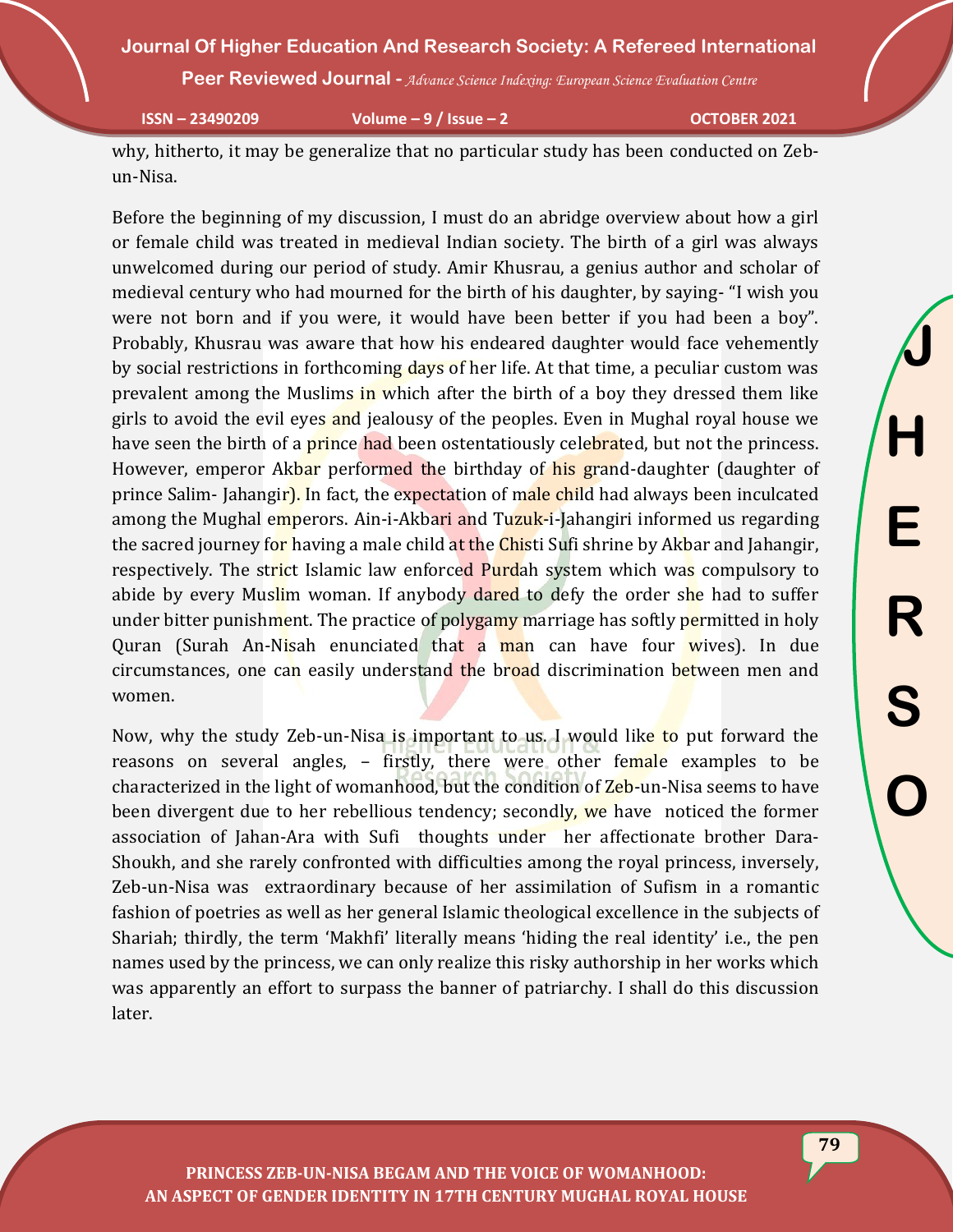why, hitherto, it may be generalize that no particular study has been conducted on Zeb-un-Nisa.

Before the beginning of my discussion, I must do an abridge overview about how a girl or female child was treated in medieval Indian society. The birth of a girl was always unwelcomed during our period of study. Amir Khusrau, a genius author and scholar of medieval century who had mourned for the birth of his daughter, by saying- "I wish you were not born and if you were, it would have been better if you had been a boy". Probably, Khusrau was aware that how his endeared daughter would face vehemently by social restrictions in forthcoming days of her life. At that time, a peculiar custom was prevalent among the Muslims in which after the birth of a boy they dressed them like girls to avoid the evil eyes and jealousy of the peoples. Even in Mughal royal house we have seen the birth of a prince had been ostentatiously celebrated, but not the princess. However, emperor Akbar performed the birthday of his grand-daughter (daughter of prince Salim- Jahangir). In fact, the expectation of male child had always been inculcated among the Mughal emperors. Ain-i-Akbari and Tuzuk-i-Jahangiri informed us regarding the sacred journey for having a male child at the Chisti Sufi shrine by Akbar and Jahangir, respectively. The strict Islamic law enforced Purdah system which was compulsory to abide by every Muslim woman. If anybody dared to defy the order she had to suffer under bitter punishment. The practice of polygamy marriage has softly permitted in holy Quran (Surah An-Nisah enunciated that a man can have four wives). In due circumstances, one can easily understand the broad discrimination between men and women.

Now, why the study Zeb-un-Nisa is important to us. I would like to put forward the reasons on several angles, – firstly, there were other female examples to be characterized in the light of womanhood, but the condition of Zeb-un-Nisa seems to have been divergent due to her rebellious tendency; secondly, we have noticed the former association of Jahan-Ara with Sufi thoughts under her affectionate brother Dara-Shoukh, and she rarely confronted with difficulties among the royal princess, inversely, Zeb-un-Nisa was extraordinary because of her assimilation of Sufism in a romantic fashion of poetries as well as her general Islamic theological excellence in the subjects of Shariah; thirdly, the term 'Makhfi' literally means 'hiding the real identity' i.e., the pen names used by the princess, we can only realize this risky authorship in her works which was apparently an effort to surpass the banner of patriarchy. I shall do this discussion later.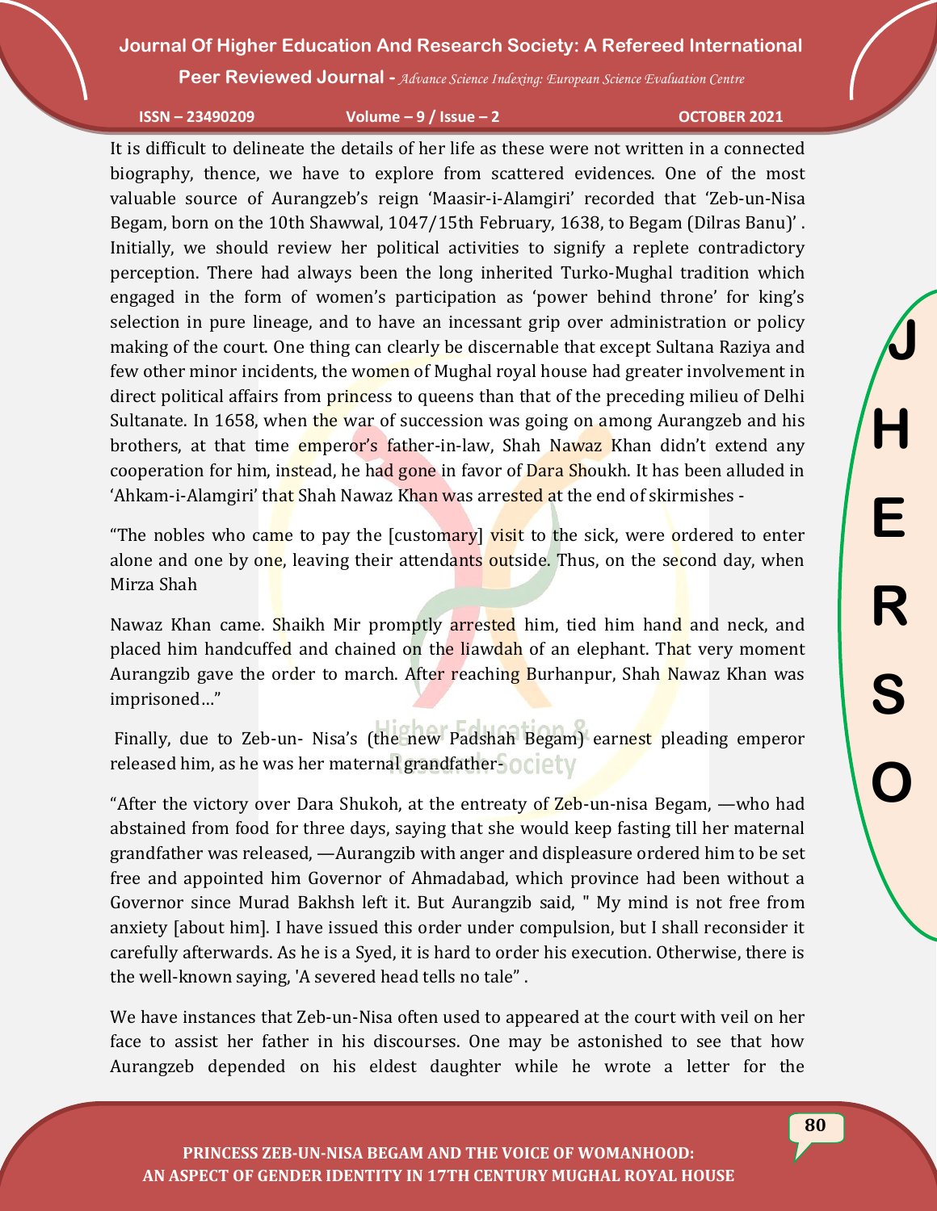It is difficult to delineate the details of her life as these were not written in a connected biography, thence, we have to explore from scattered evidences. One of the most valuable source of Aurangzeb's reign 'Maasir-i-Alamgiri' recorded that 'Zeb-un-Nisa Begam, born on the 10th Shawwal, 1047/15th February, 1638, to Begam (Dilras Banu)' . Initially, we should review her political activities to signify a replete contradictory perception. There had always been the long inherited Turko-Mughal tradition which engaged in the form of women's participation as 'power behind throne' for king's selection in pure lineage, and to have an incessant grip over administration or policy making of the court. One thing can clearly be discernable that except Sultana Raziya and few other minor incidents, the women of Mughal royal house had greater involvement in direct political affairs from princess to queens than that of the preceding milieu of Delhi Sultanate. In 1658, when the war of succession was going on among Aurangzeb and his brothers, at that time emperor's father-in-law, Shah Nawaz Khan didn't extend any cooperation for him, instead, he had gone in favor of Dara Shoukh. It has been alluded in 'Ahkam-i-Alamgiri' that Shah Nawaz Khan was arrested at the end of skirmishes -

"The nobles who came to pay the [customary] visit to the sick, were ordered to enter alone and one by one, leaving their attendants outside. Thus, on the second day, when Mirza Shah

Nawaz Khan came. Shaikh Mir promptly arrested him, tied him hand and neck, and placed him handcuffed and chained on the liawdah of an elephant. That very moment Aurangzib gave the order to march. After reaching Burhanpur, Shah Nawaz Khan was imprisoned…"

Finally, due to Zeb-un- Nisa's (the new Padshah Begam) earnest pleading emperor released him, as he was her maternal grandfather-

"After the victory over Dara Shukoh, at the entreaty of Zeb-un-nisa Begam, —who had abstained from food for three days, saying that she would keep fasting till her maternal grandfather was released, —Aurangzib with anger and displeasure ordered him to be set free and appointed him Governor of Ahmadabad, which province had been without a Governor since Murad Bakhsh left it. But Aurangzib said, " My mind is not free from anxiety [about him]. I have issued this order under compulsion, but I shall reconsider it carefully afterwards. As he is a Syed, it is hard to order his execution. Otherwise, there is the well-known saying, 'A severed head tells no tale" .

We have instances that Zeb-un-Nisa often used to appeared at the court with veil on her face to assist her father in his discourses. One may be astonished to see that how Aurangzeb depended on his eldest daughter while he wrote a letter for the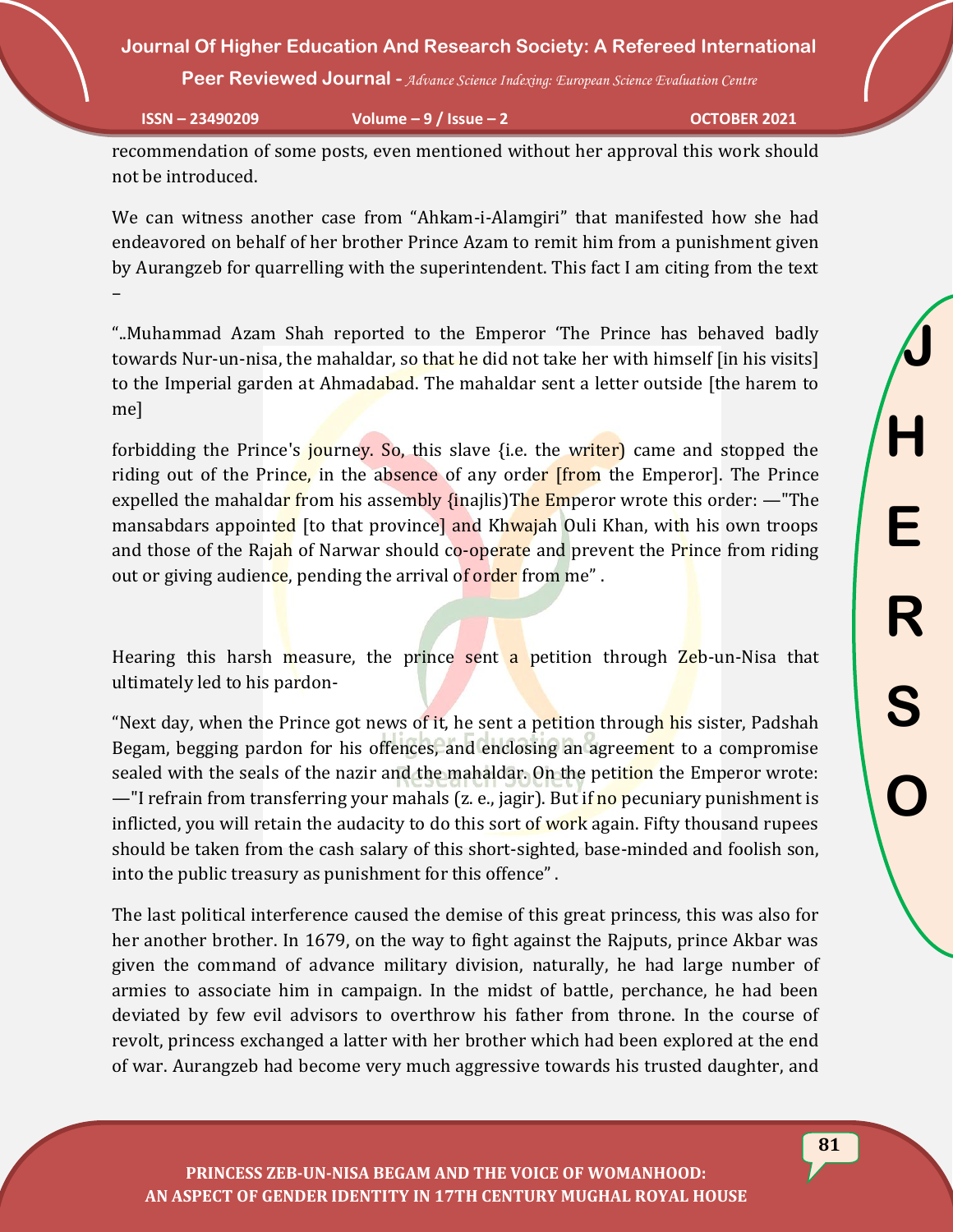recommendation of some posts, even mentioned without her approval this work should not be introduced.

We can witness another case from "Ahkam-i-Alamgiri" that manifested how she had endeavored on behalf of her brother Prince Azam to remit him from a punishment given by Aurangzeb for quarrelling with the superintendent. This fact I am citing from the text –

"..Muhammad Azam Shah reported to the Emperor 'The Prince has behaved badly towards Nur-un-nisa, the mahaldar, so that he did not take her with himself [in his visits] to the Imperial garden at Ahmadabad. The mahaldar sent a letter outside [the harem to me]

forbidding the Prince's journey. So, this slave {i.e. the writer) came and stopped the riding out of the Prince, in the absence of any order [from the Emperor]. The Prince expelled the mahaldar from his assembly {inajlis)The Emperor wrote this order: —"The mansabdars appointed [to that province] and Khwajah Ouli Khan, with his own troops and those of the Rajah of Narwar should co-operate and prevent the Prince from riding out or giving audience, pending the arrival of order from me" .

Hearing this harsh measure, the prince sent a petition through Zeb-un-Nisa that ultimately led to his pardon-

"Next day, when the Prince got news of it, he sent a petition through his sister, Padshah Begam, begging pardon for his offences, and enclosing an agreement to a compromise sealed with the seals of the nazir and the mahaldar. On the petition the Emperor wrote: —"I refrain from transferring your mahals (z. e., jagir). But if no pecuniary punishment is inflicted, you will retain the audacity to do this sort of work again. Fifty thousand rupees should be taken from the cash salary of this short-sighted, base-minded and foolish son, into the public treasury as punishment for this offence" .

The last political interference caused the demise of this great princess, this was also for her another brother. In 1679, on the way to fight against the Rajputs, prince Akbar was given the command of advance military division, naturally, he had large number of armies to associate him in campaign. In the midst of battle, perchance, he had been deviated by few evil advisors to overthrow his father from throne. In the course of revolt, princess exchanged a latter with her brother which had been explored at the end of war. Aurangzeb had become very much aggressive towards his trusted daughter, and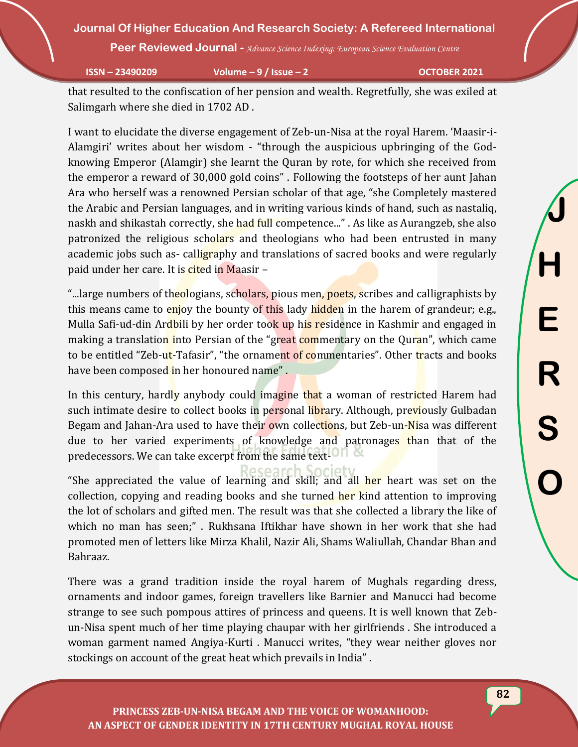that resulted to the confiscation of her pension and wealth. Regretfully, she was exiled at Salimgarh where she died in 1702 AD .

I want to elucidate the diverse engagement of Zeb-un-Nisa at the royal Harem. 'Maasir-i-Alamgiri' writes about her wisdom - "through the auspicious upbringing of the God-knowing Emperor (Alamgir) she learnt the Quran by rote, for which she received from the emperor a reward of 30,000 gold coins" . Following the footsteps of her aunt Jahan Ara who herself was a renowned Persian scholar of that age, "she Completely mastered the Arabic and Persian languages, and in writing various kinds of hand, such as nastaliq, naskh and shikastah correctly, she had full competence..." . As like as Aurangzeb, she also patronized the religious scholars and theologians who had been entrusted in many academic jobs such as- calligraphy and translations of sacred books and were regularly paid under her care. It is cited in Maasir –

"...large numbers of theologians, scholars, pious men, poets, scribes and calligraphists by this means came to enjoy the bounty of this lady hidden in the harem of grandeur; e.g., Mulla Safi-ud-din Ardbili by her order took up his residence in Kashmir and engaged in making a translation into Persian of the "great commentary on the Quran", which came to be entitled "Zeb-ut-Tafasir", "the ornament of commentaries". Other tracts and books have been composed in her honoured name" .

In this century, hardly anybody could imagine that a woman of restricted Harem had such intimate desire to collect books in personal library. Although, previously Gulbadan Begam and Jahan-Ara used to have their own collections, but Zeb-un-Nisa was different due to her varied experiments of knowledge and patronages than that of the predecessors. We can take excerpt from the same text-

"She appreciated the value of learning and skill; and all her heart was set on the collection, copying and reading books and she turned her kind attention to improving the lot of scholars and gifted men. The result was that she collected a library the like of which no man has seen;" . Rukhsana Iftikhar have shown in her work that she had promoted men of letters like Mirza Khalil, Nazir Ali, Shams Waliullah, Chandar Bhan and Bahraaz.

There was a grand tradition inside the royal harem of Mughals regarding dress, ornaments and indoor games, foreign travellers like Barnier and Manucci had become strange to see such pompous attires of princess and queens. It is well known that Zeb-un-Nisa spent much of her time playing chaupar with her girlfriends . She introduced a woman garment named Angiya-Kurti . Manucci writes, "they wear neither gloves nor stockings on account of the great heat which prevails in India" .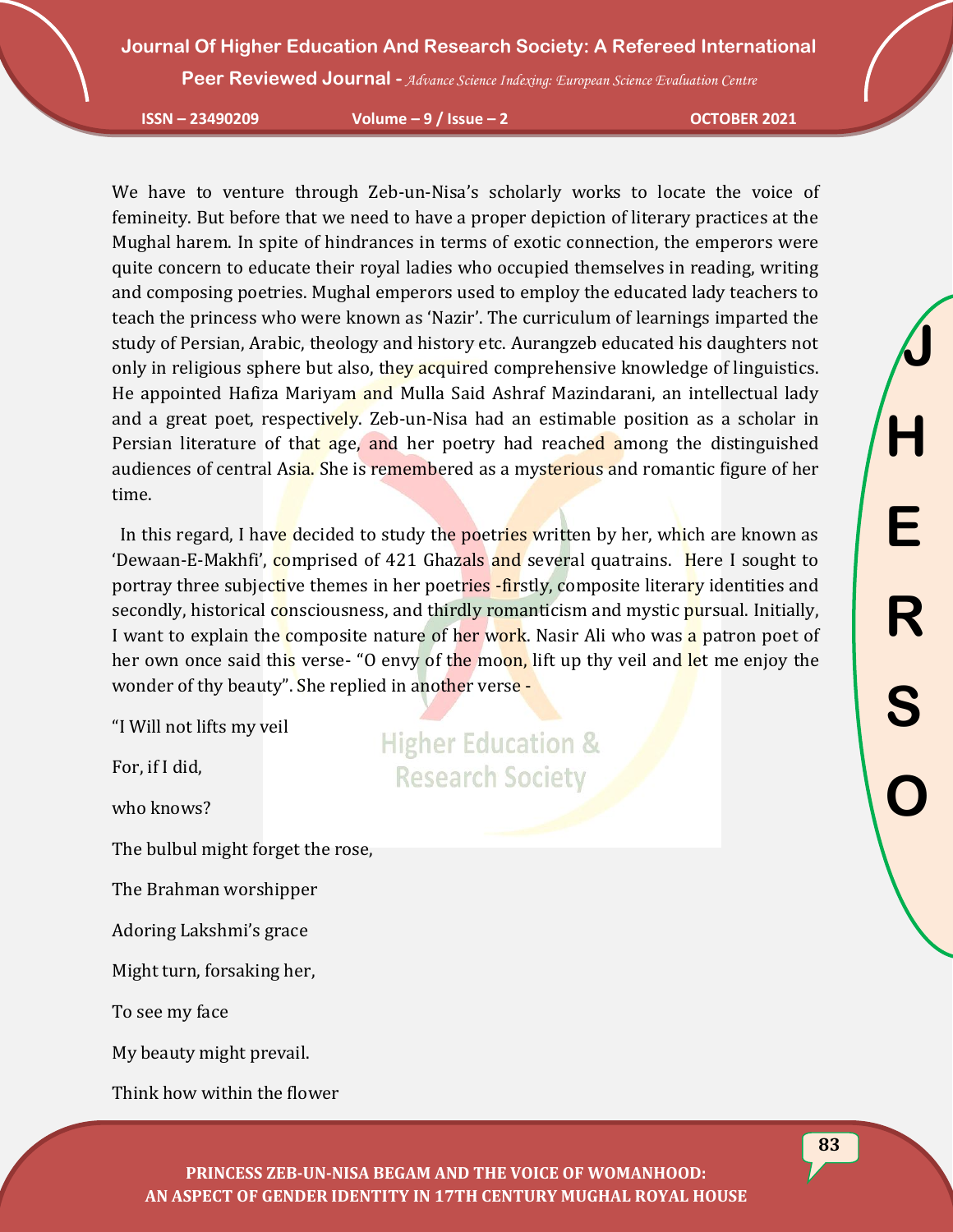We have to venture through Zeb-un-Nisa's scholarly works to locate the voice of femineity. But before that we need to have a proper depiction of literary practices at the Mughal harem. In spite of hindrances in terms of exotic connection, the emperors were quite concern to educate their royal ladies who occupied themselves in reading, writing and composing poetries. Mughal emperors used to employ the educated lady teachers to teach the princess who were known as 'Nazir'. The curriculum of learnings imparted the study of Persian, Arabic, theology and history etc. Aurangzeb educated his daughters not only in religious sphere but also, they acquired comprehensive knowledge of linguistics. He appointed Hafiza Mariyam and Mulla Said Ashraf Mazindarani, an intellectual lady and a great poet, respectively. Zeb-un-Nisa had an estimable position as a scholar in Persian literature of that age, and her poetry had reached among the distinguished audiences of central Asia. She is remembered as a mysterious and romantic figure of her time.

In this regard, I have decided to study the poetries written by her, which are known as 'Dewaan-E-Makhfi', comprised of 421 Ghazals and several quatrains. Here I sought to portray three subjective themes in her poetries -firstly, composite literary identities and secondly, historical consciousness, and thirdly romanticism and mystic pursual. Initially, I want to explain the composite nature of her work. Nasir Ali who was a patron poet of her own once said this verse- "O envy of the moon, lift up thy veil and let me enjoy the wonder of thy beauty". She replied in another verse -

"I Will not lifts my veil

For, if I did,

who knows?

The bulbul might forget the rose,

The Brahman worshipper

Adoring Lakshmi's grace

Might turn, forsaking her,

To see my face

My beauty might prevail.

Think how within the flower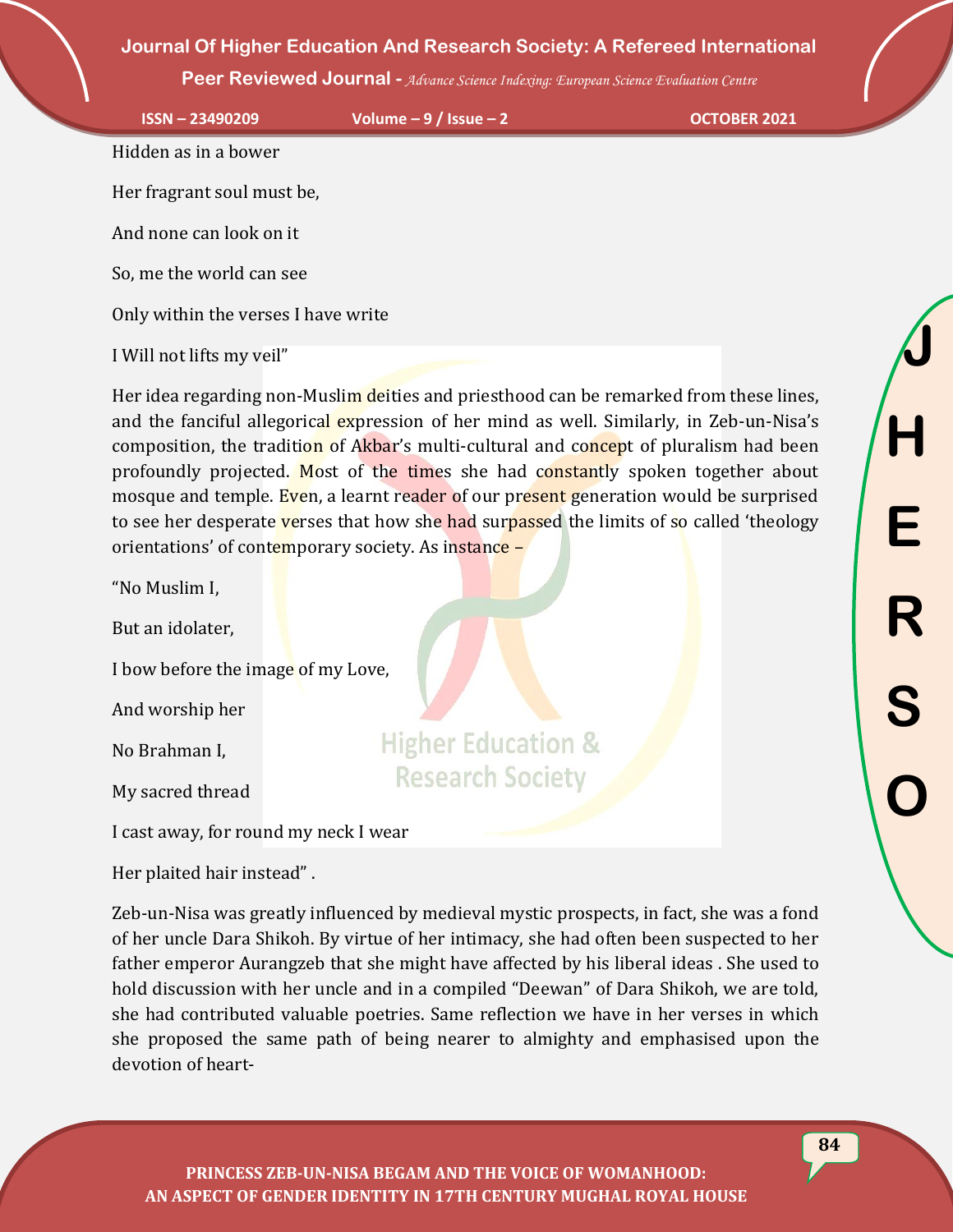Hidden as in a bower

Her fragrant soul must be,

And none can look on it

So, me the world can see

Only within the verses I have write

I Will not lifts my veil"

Her idea regarding non-Muslim deities and priesthood can be remarked from these lines, and the fanciful allegorical expression of her mind as well. Similarly, in Zeb-un-Nisa's composition, the tradition of Akbar's multi-cultural and concept of pluralism had been profoundly projected. Most of the times she had constantly spoken together about mosque and temple. Even, a learnt reader of our present generation would be surprised to see her desperate verses that how she had surpassed the limits of so called 'theology orientations' of contemporary society. As instance –

"No Muslim I,

But an idolater,

I bow before the image of my Love,

And worship her

No Brahman I,

My sacred thread

I cast away, for round my neck I wear

Her plaited hair instead" .

Zeb-un-Nisa was greatly influenced by medieval mystic prospects, in fact, she was a fond of her uncle Dara Shikoh. By virtue of her intimacy, she had often been suspected to her father emperor Aurangzeb that she might have affected by his liberal ideas . She used to hold discussion with her uncle and in a compiled "Deewan" of Dara Shikoh, we are told, she had contributed valuable poetries. Same reflection we have in her verses in which she proposed the same path of being nearer to almighty and emphasised upon the devotion of heart-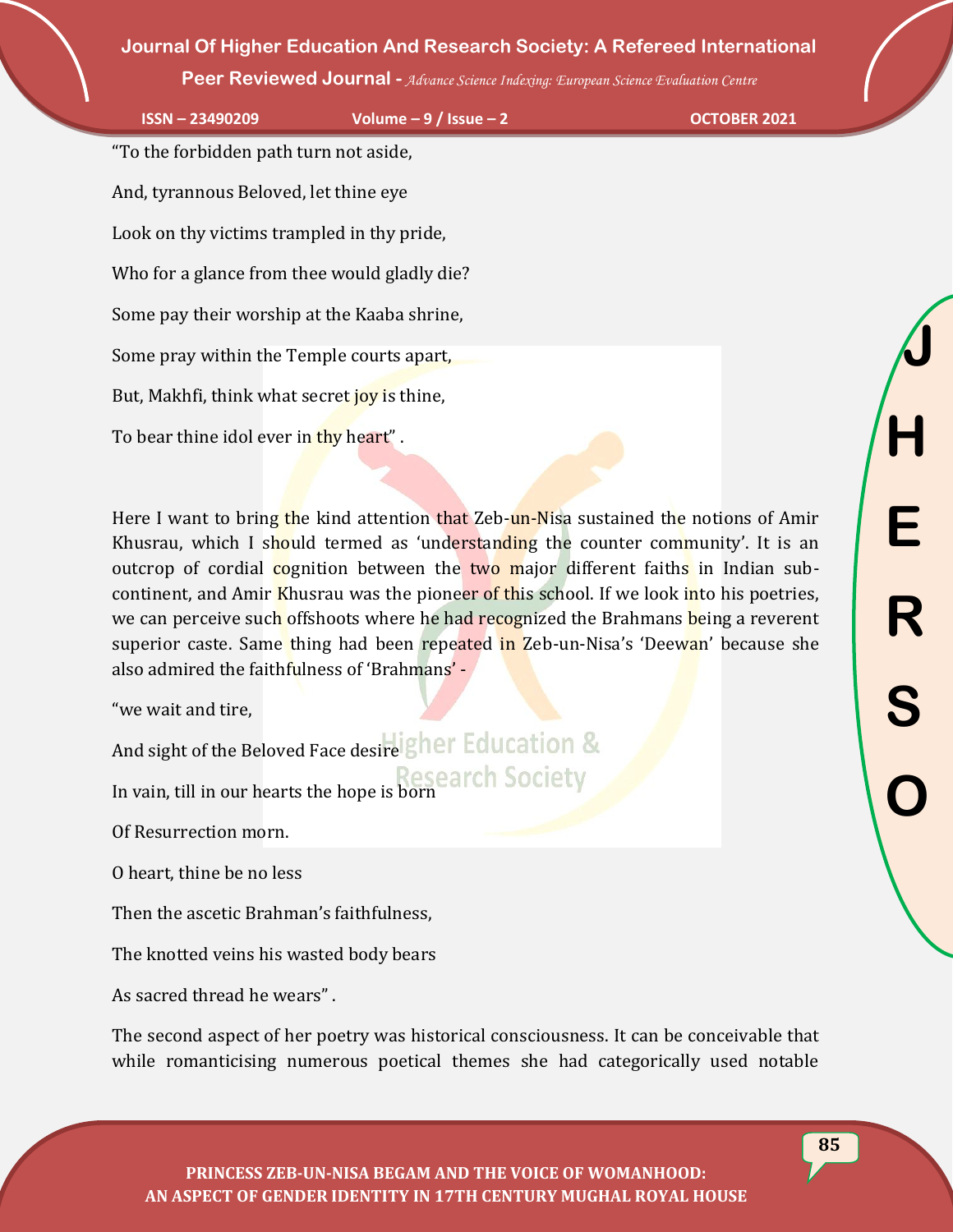"To the forbidden path turn not aside,

And, tyrannous Beloved, let thine eye

Look on thy victims trampled in thy pride,

Who for a glance from thee would gladly die?

Some pay their worship at the Kaaba shrine,

Some pray within the Temple courts apart,

But, Makhfi, think what secret joy is thine,

To bear thine idol ever in thy heart" .

Here I want to bring the kind attention that Zeb-un-Nisa sustained the notions of Amir Khusrau, which I should termed as 'understanding the counter community'. It is an outcrop of cordial cognition between the two major different faiths in Indian sub-continent, and Amir Khusrau was the pioneer of this school. If we look into his poetries, we can perceive such offshoots where he had recognized the Brahmans being a reverent superior caste. Same thing had been repeated in Zeb-un-Nisa's 'Deewan' because she also admired the faithfulness of 'Brahmans' -

"we wait and tire,

And sight of the Beloved Face desire

In vain, till in our hearts the hope is born

Of Resurrection morn.

O heart, thine be no less

Then the ascetic Brahman's faithfulness,

The knotted veins his wasted body bears

As sacred thread he wears" .

The second aspect of her poetry was historical consciousness. It can be conceivable that while romanticising numerous poetical themes she had categorically used notable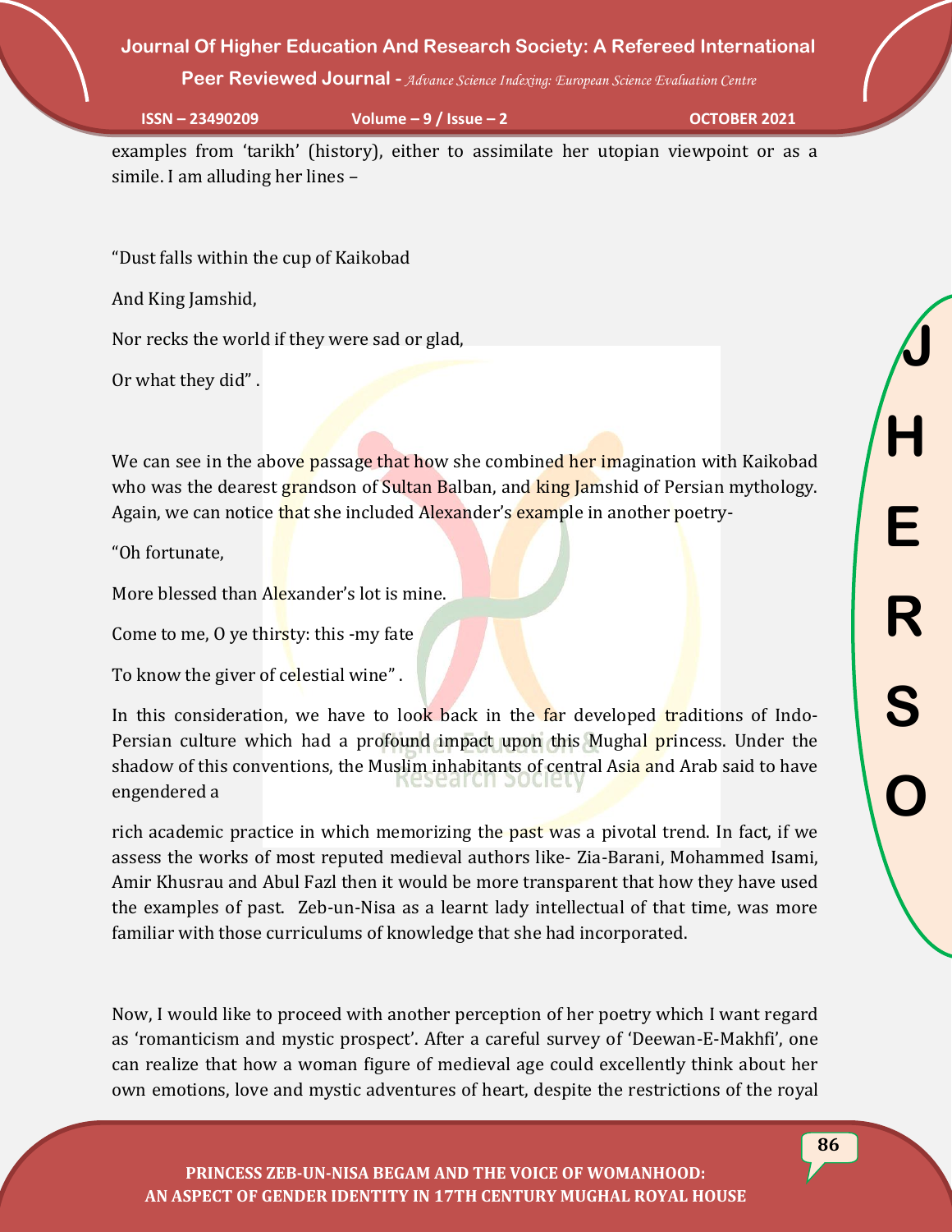examples from ‘tarikh’ (history), either to assimilate her utopian viewpoint or as a simile. I am alluding her lines –

“Dust falls within the cup of Kaikobad

And King Jamshid,

Nor recks the world if they were sad or glad,

Or what they did” .

We can see in the above passage that how she combined her imagination with Kaikobad who was the dearest grandson of Sultan Balban, and king Jamshid of Persian mythology. Again, we can notice that she included Alexander’s example in another poetry-

“Oh fortunate,

More blessed than Alexander’s lot is mine.

Come to me, O ye thirsty: this -my fate

To know the giver of celestial wine” .

In this consideration, we have to look back in the far developed traditions of Indo-Persian culture which had a profound impact upon this Mughal princess. Under the shadow of this conventions, the Muslim inhabitants of central Asia and Arab said to have engendered a

rich academic practice in which memorizing the past was a pivotal trend. In fact, if we assess the works of most reputed medieval authors like- Zia-Barani, Mohammed Isami, Amir Khusrau and Abul Fazl then it would be more transparent that how they have used the examples of past. Zeb-un-Nisa as a learnt lady intellectual of that time, was more familiar with those curriculums of knowledge that she had incorporated.

Now, I would like to proceed with another perception of her poetry which I want regard as ‘romanticism and mystic prospect’. After a careful survey of ‘Deewan-E-Makhfi’, one can realize that how a woman figure of medieval age could excellently think about her own emotions, love and mystic adventures of heart, despite the restrictions of the royal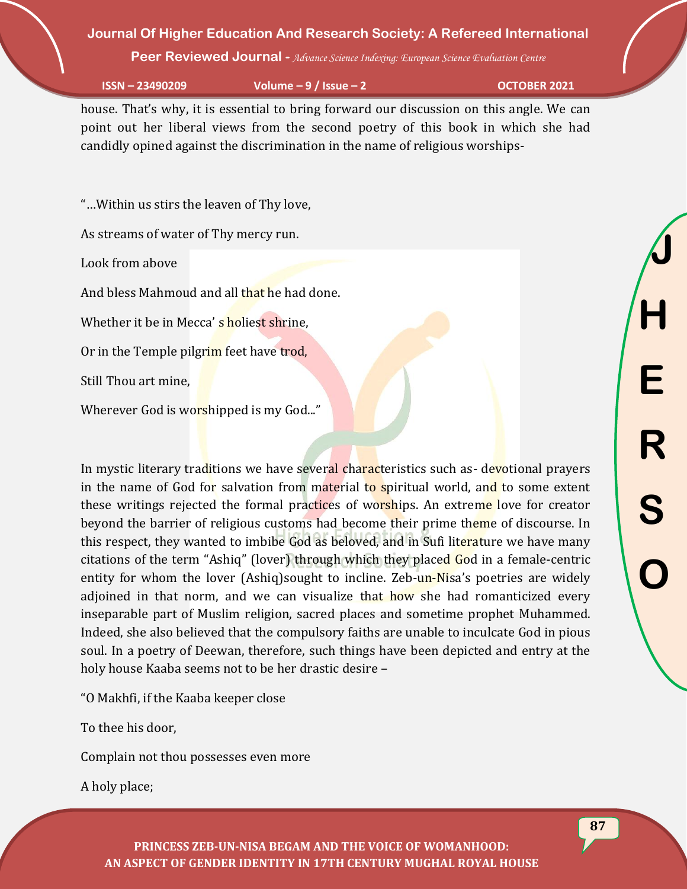house. That's why, it is essential to bring forward our discussion on this angle. We can point out her liberal views from the second poetry of this book in which she had candidly opined against the discrimination in the name of religious worships-

"…Within us stirs the leaven of Thy love,

As streams of water of Thy mercy run.

Look from above

And bless Mahmoud and all that he had done.

Whether it be in Mecca' s holiest shrine,

Or in the Temple pilgrim feet have trod,

Still Thou art mine,

Wherever God is worshipped is my God..."

In mystic literary traditions we have several characteristics such as- devotional prayers in the name of God for salvation from material to spiritual world, and to some extent these writings rejected the formal practices of worships. An extreme love for creator beyond the barrier of religious customs had become their prime theme of discourse. In this respect, they wanted to imbibe God as beloved, and in Sufi literature we have many citations of the term "Ashiq" (lover) through which they placed God in a female-centric entity for whom the lover (Ashiq)sought to incline. Zeb-un-Nisa's poetries are widely adjoined in that norm, and we can visualize that how she had romanticized every inseparable part of Muslim religion, sacred places and sometime prophet Muhammed. Indeed, she also believed that the compulsory faiths are unable to inculcate God in pious soul. In a poetry of Deewan, therefore, such things have been depicted and entry at the holy house Kaaba seems not to be her drastic desire –

"O Makhfi, if the Kaaba keeper close

To thee his door,

Complain not thou possesses even more

A holy place;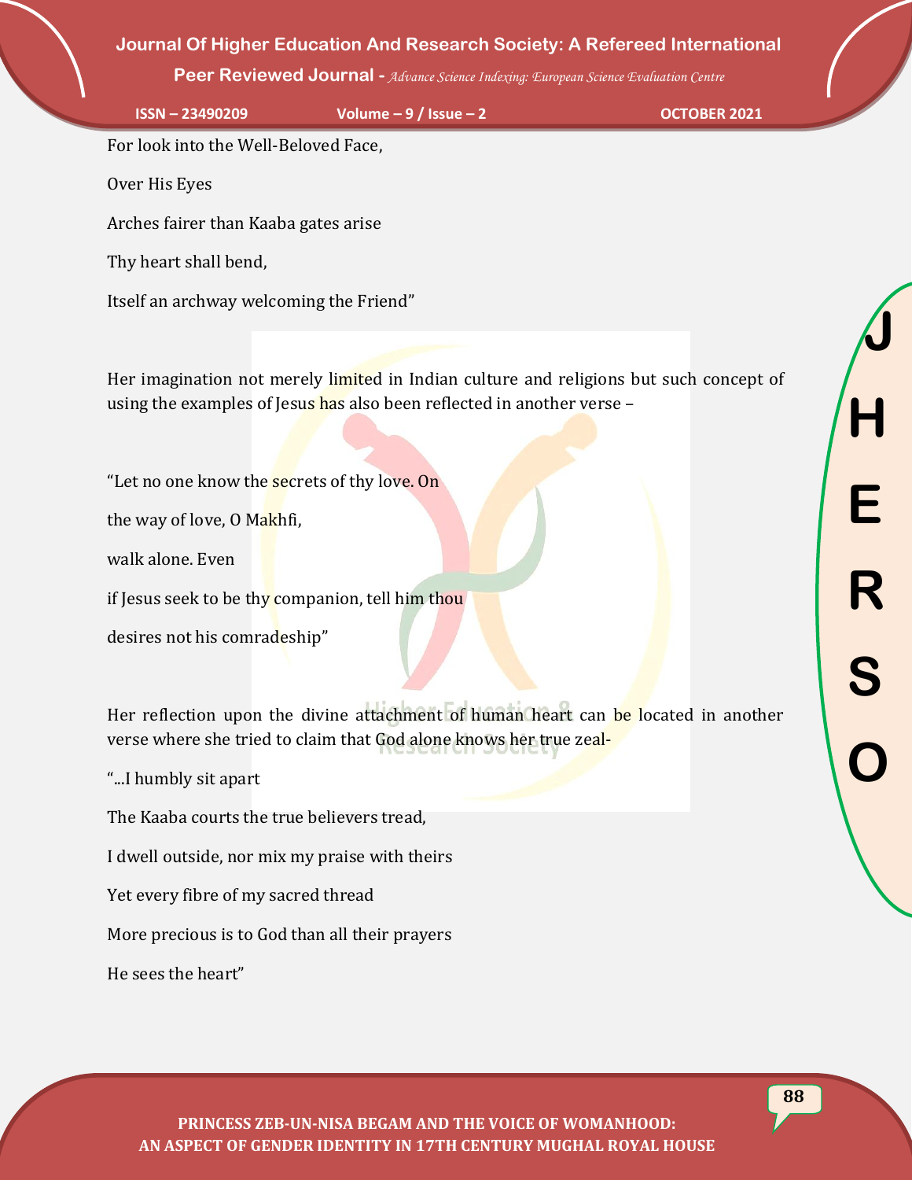For look into the Well-Beloved Face,

Over His Eyes

Arches fairer than Kaaba gates arise

Thy heart shall bend,

Itself an archway welcoming the Friend"

Her imagination not merely limited in Indian culture and religions but such concept of using the examples of Jesus has also been reflected in another verse –

"Let no one know the secrets of thy love. On

the way of love, O Makhfi,

walk alone. Even

if Jesus seek to be thy companion, tell him thou

desires not his comradeship"

Her reflection upon the divine attachment of human heart can be located in another verse where she tried to claim that God alone knows her true zeal-

"...I humbly sit apart

The Kaaba courts the true believers tread,

I dwell outside, nor mix my praise with theirs

Yet every fibre of my sacred thread

More precious is to God than all their prayers

He sees the heart"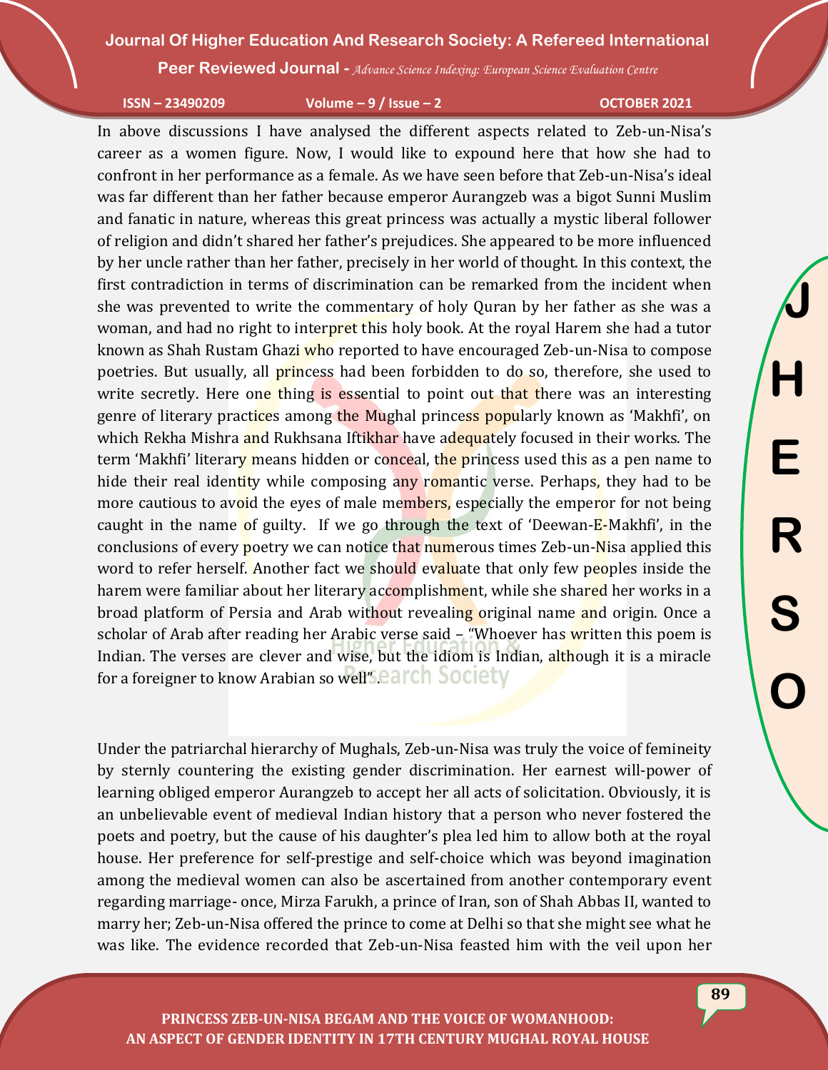In above discussions I have analysed the different aspects related to Zeb-un-Nisa's career as a women figure. Now, I would like to expound here that how she had to confront in her performance as a female. As we have seen before that Zeb-un-Nisa's ideal was far different than her father because emperor Aurangzeb was a bigot Sunni Muslim and fanatic in nature, whereas this great princess was actually a mystic liberal follower of religion and didn't shared her father's prejudices. She appeared to be more influenced by her uncle rather than her father, precisely in her world of thought. In this context, the first contradiction in terms of discrimination can be remarked from the incident when she was prevented to write the commentary of holy Quran by her father as she was a woman, and had no right to interpret this holy book. At the royal Harem she had a tutor known as Shah Rustam Ghazi who reported to have encouraged Zeb-un-Nisa to compose poetries. But usually, all princess had been forbidden to do so, therefore, she used to write secretly. Here one thing is essential to point out that there was an interesting genre of literary practices among the Mughal princess popularly known as 'Makhfi', on which Rekha Mishra and Rukhsana Iftikhar have adequately focused in their works. The term 'Makhfi' literary means hidden or conceal, the princess used this as a pen name to hide their real identity while composing any romantic verse. Perhaps, they had to be more cautious to avoid the eyes of male members, especially the emperor for not being caught in the name of guilty. If we go through the text of 'Deewan-E-Makhfi', in the conclusions of every poetry we can notice that numerous times Zeb-un-Nisa applied this word to refer herself. Another fact we should evaluate that only few peoples inside the harem were familiar about her literary accomplishment, while she shared her works in a broad platform of Persia and Arab without revealing original name and origin. Once a scholar of Arab after reading her Arabic verse said – "Whoever has written this poem is Indian. The verses are clever and wise, but the idiom is Indian, although it is a miracle for a foreigner to know Arabian so well".

Under the patriarchal hierarchy of Mughals, Zeb-un-Nisa was truly the voice of femineity by sternly countering the existing gender discrimination. Her earnest will-power of learning obliged emperor Aurangzeb to accept her all acts of solicitation. Obviously, it is an unbelievable event of medieval Indian history that a person who never fostered the poets and poetry, but the cause of his daughter's plea led him to allow both at the royal house. Her preference for self-prestige and self-choice which was beyond imagination among the medieval women can also be ascertained from another contemporary event regarding marriage- once, Mirza Farukh, a prince of Iran, son of Shah Abbas II, wanted to marry her; Zeb-un-Nisa offered the prince to come at Delhi so that she might see what he was like. The evidence recorded that Zeb-un-Nisa feasted him with the veil upon her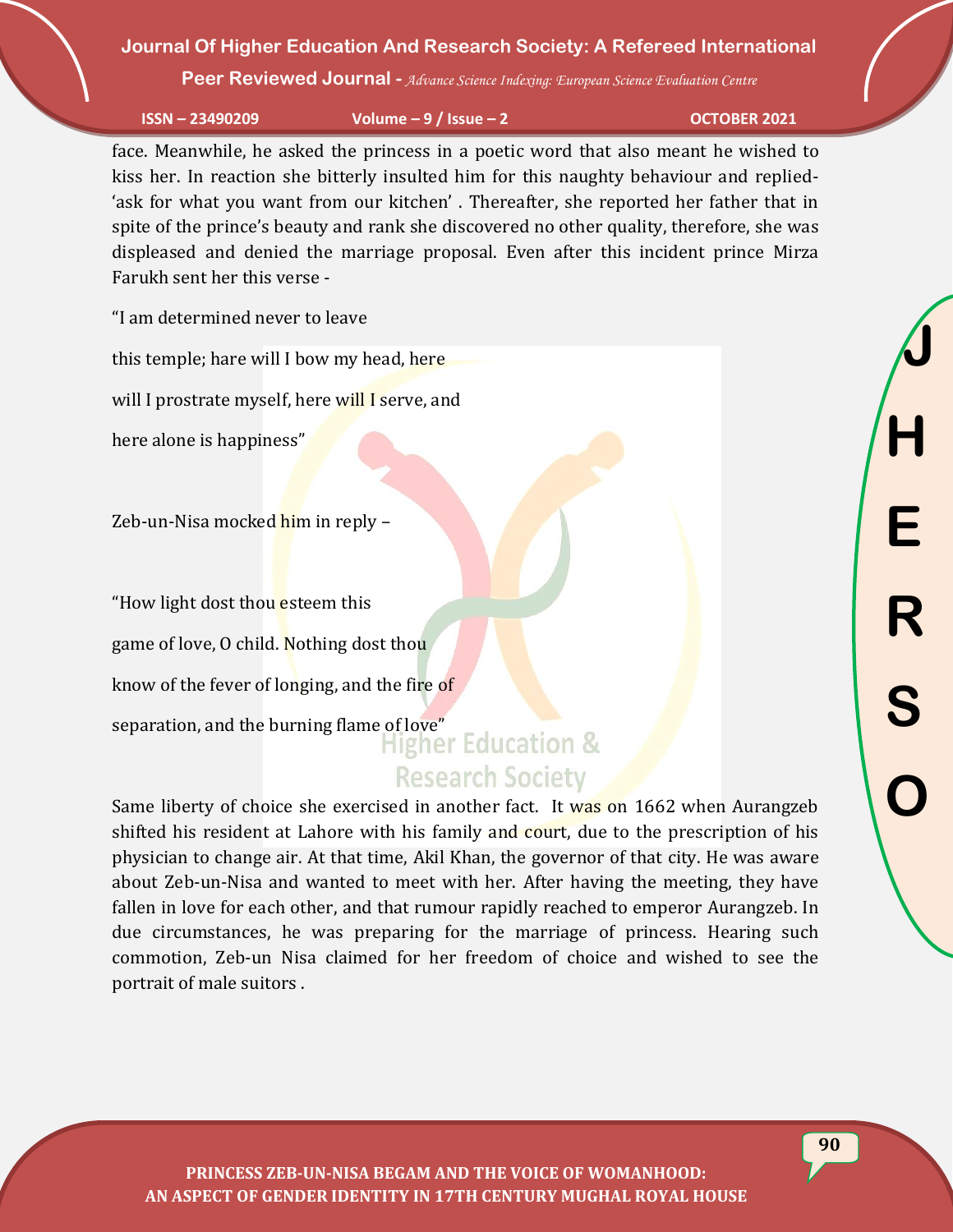face. Meanwhile, he asked the princess in a poetic word that also meant he wished to kiss her. In reaction she bitterly insulted him for this naughty behaviour and replied- 'ask for what you want from our kitchen' . Thereafter, she reported her father that in spite of the prince's beauty and rank she discovered no other quality, therefore, she was displeased and denied the marriage proposal. Even after this incident prince Mirza Farukh sent her this verse -

"I am determined never to leave

this temple; hare will I bow my head, here

will I prostrate myself, here will I serve, and

here alone is happiness"

Zeb-un-Nisa mocked him in reply –

"How light dost thou esteem this

game of love, O child. Nothing dost thou

know of the fever of longing, and the fire of

separation, and the burning flame of love"

Same liberty of choice she exercised in another fact. It was on 1662 when Aurangzeb shifted his resident at Lahore with his family and court, due to the prescription of his physician to change air. At that time, Akil Khan, the governor of that city. He was aware about Zeb-un-Nisa and wanted to meet with her. After having the meeting, they have fallen in love for each other, and that rumour rapidly reached to emperor Aurangzeb. In due circumstances, he was preparing for the marriage of princess. Hearing such commotion, Zeb-un Nisa claimed for her freedom of choice and wished to see the portrait of male suitors .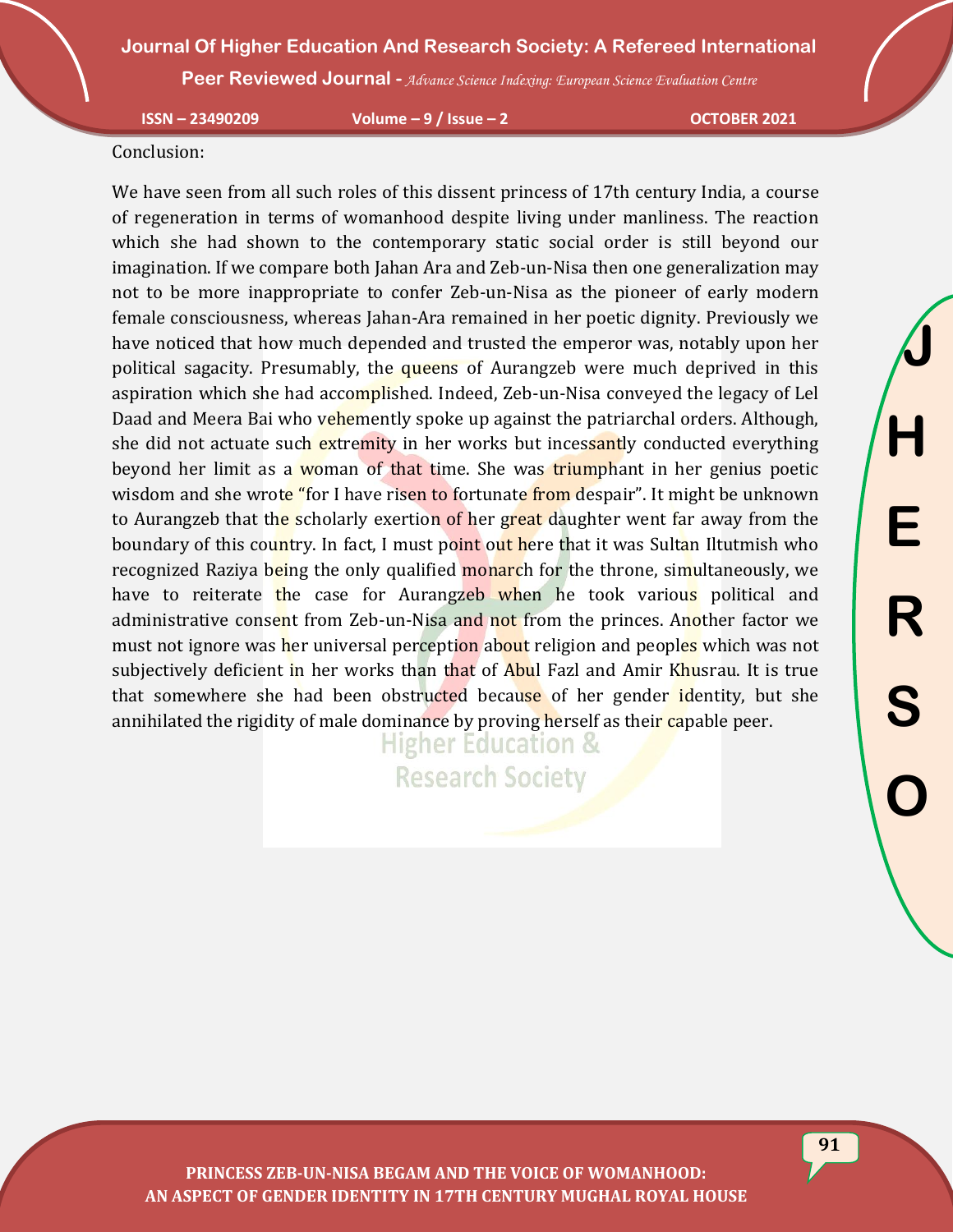Conclusion:

We have seen from all such roles of this dissent princess of 17th century India, a course of regeneration in terms of womanhood despite living under manliness. The reaction which she had shown to the contemporary static social order is still beyond our imagination. If we compare both Jahan Ara and Zeb-un-Nisa then one generalization may not to be more inappropriate to confer Zeb-un-Nisa as the pioneer of early modern female consciousness, whereas Jahan-Ara remained in her poetic dignity. Previously we have noticed that how much depended and trusted the emperor was, notably upon her political sagacity. Presumably, the queens of Aurangzeb were much deprived in this aspiration which she had accomplished. Indeed, Zeb-un-Nisa conveyed the legacy of Lel Daad and Meera Bai who vehemently spoke up against the patriarchal orders. Although, she did not actuate such extremity in her works but incessantly conducted everything beyond her limit as a woman of that time. She was triumphant in her genius poetic wisdom and she wrote "for I have risen to fortunate from despair". It might be unknown to Aurangzeb that the scholarly exertion of her great daughter went far away from the boundary of this country. In fact, I must point out here that it was Sultan Iltutmish who recognized Raziya being the only qualified monarch for the throne, simultaneously, we have to reiterate the case for Aurangzeb when he took various political and administrative consent from Zeb-un-Nisa and not from the princes. Another factor we must not ignore was her universal perception about religion and peoples which was not subjectively deficient in her works than that of Abul Fazl and Amir Khusrau. It is true that somewhere she had been obstructed because of her gender identity, but she annihilated the rigidity of male dominance by proving herself as their capable peer.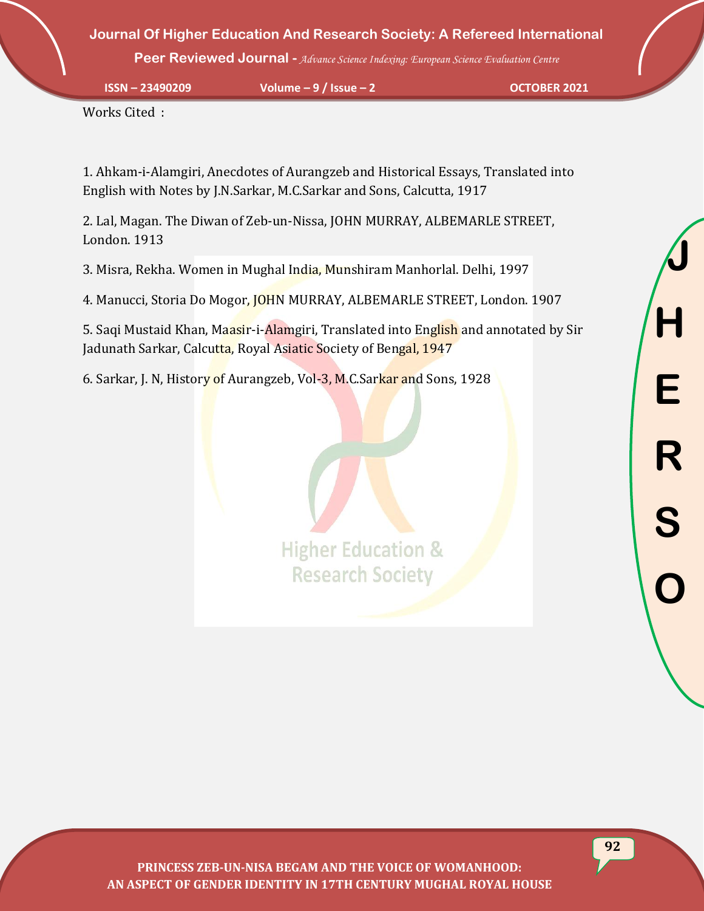Works Cited :

1. Ahkam-i-Alamgiri, Anecdotes of Aurangzeb and Historical Essays, Translated into English with Notes by J.N.Sarkar, M.C.Sarkar and Sons, Calcutta, 1917

2. Lal, Magan. The Diwan of Zeb-un-Nissa, JOHN MURRAY, ALBEMARLE STREET, London. 1913

3. Misra, Rekha. Women in Mughal India, Munshiram Manhorlal. Delhi, 1997

4. Manucci, Storia Do Mogor, JOHN MURRAY, ALBEMARLE STREET, London. 1907

5. Saqi Mustaid Khan, Maasir-i-Alamgiri, Translated into English and annotated by Sir Jadunath Sarkar, Calcutta, Royal Asiatic Society of Bengal, 1947

6. Sarkar, J. N, History of Aurangzeb, Vol-3, M.C.Sarkar and Sons, 1928